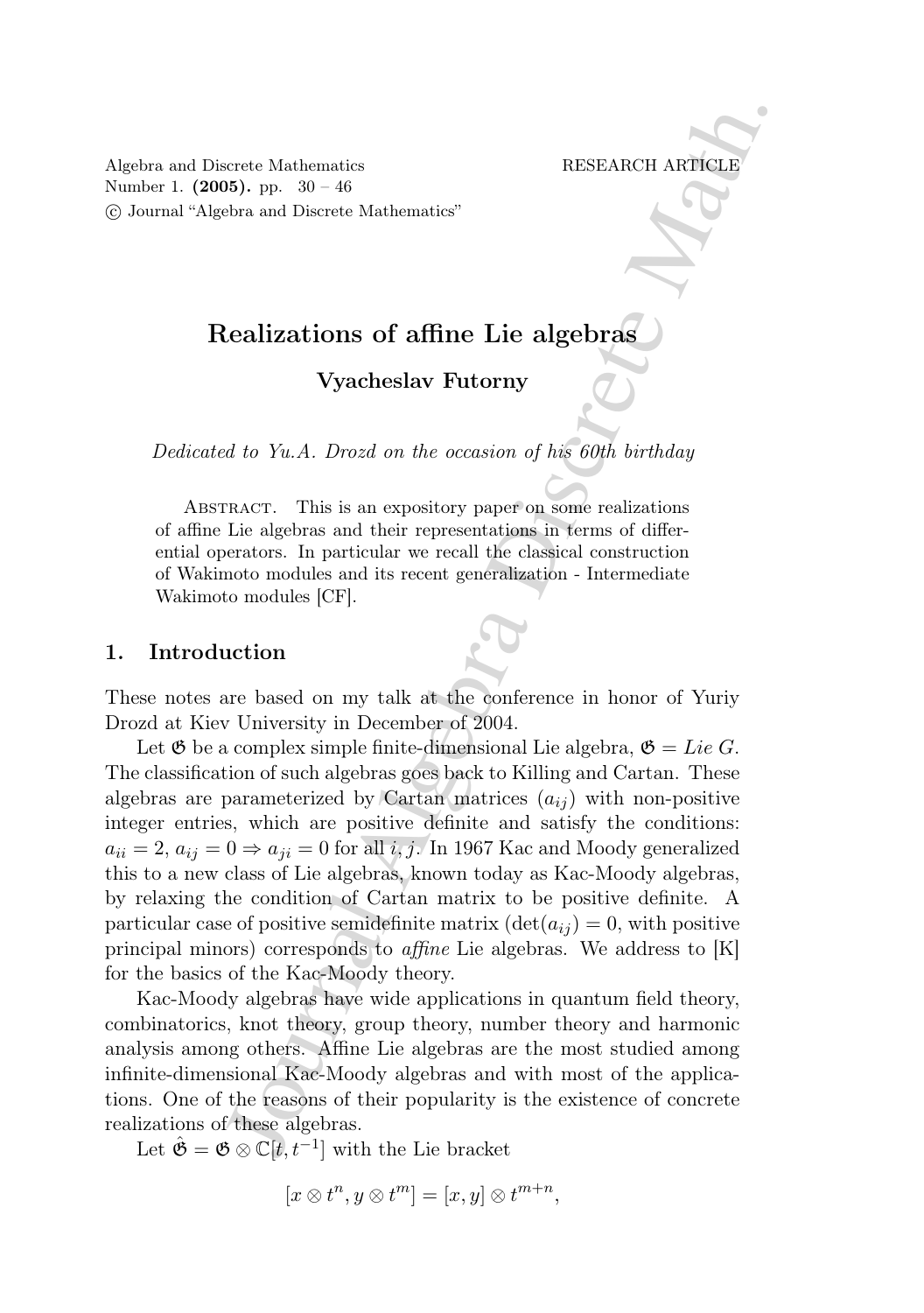# Realizations of affine Lie algebras

**Vyacheslav Futorny**

*Dedicated to Yu.A. Drozd on the occasion of his 60th birthday*

Abstract. This is an expository paper on some realizations of affine Lie algebras and their representations in terms of differential operators. In particular we recall the classical construction of Wakimoto modules and its recent generalization - Intermediate Wakimoto modules [CF].

## 1. Introduction

These notes are based on my talk at the conference in honor of Yuriy Drozd at Kiev University in December of 2004.

Let $\mathfrak{G}$ be a complex simple finite-dimensional Lie algebra, $\mathfrak{G} = Lie\ G$. The classification of such algebras goes back to Killing and Cartan. These algebras are parameterized by Cartan matrices $(a_{ij})$ with non-positive integer entries, which are positive definite and satisfy the conditions: $a_{ii} = 2$, $a_{ij} = 0 \Rightarrow a_{ji} = 0$ for all $i, j$. In 1967 Kac and Moody generalized this to a new class of Lie algebras, known today as Kac-Moody algebras, by relaxing the condition of Cartan matrix to be positive definite. A particular case of positive semidefinite matrix ($\det(a_{ij}) = 0$, with positive principal minors) corresponds to *affine* Lie algebras. We address to [K] for the basics of the Kac-Moody theory.

Kac-Moody algebras have wide applications in quantum field theory, combinatorics, knot theory, group theory, number theory and harmonic analysis among others. Affine Lie algebras are the most studied among infinite-dimensional Kac-Moody algebras and with most of the applications. One of the reasons of their popularity is the existence of concrete realizations of these algebras.

Let $\hat{\mathfrak{G}} = \mathfrak{G} \otimes \mathbb{C}[t, t^{-1}]$ with the Lie bracket

$$[x \otimes t^n, y \otimes t^m] = [x, y] \otimes t^{m+n},$$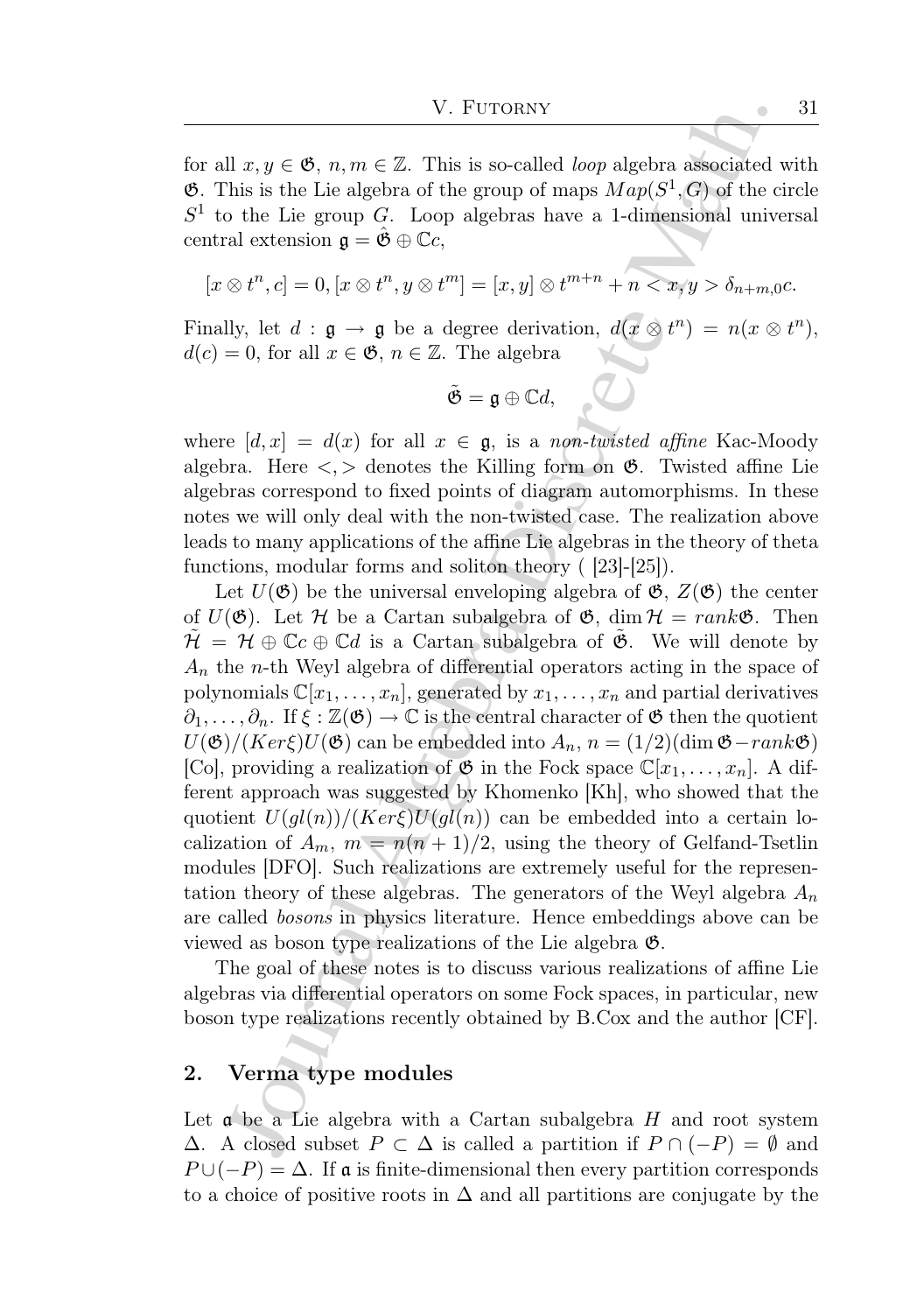for all $x, y \in \mathfrak{G}$, $n, m \in \mathbb{Z}$. This is so-called *loop* algebra associated with $\mathfrak{G}$. This is the Lie algebra of the group of maps $Map(S^1, G)$ of the circle $S^1$ to the Lie group $G$. Loop algebras have a 1-dimensional universal central extension $\mathfrak{g} = \hat{\mathfrak{G}} \oplus \mathbb{C}c$,

$$[x \otimes t^n, c] = 0, [x \otimes t^n, y \otimes t^m] = [x, y] \otimes t^{m+n} + n < x, y > \delta_{n+m,0}c.$$

Finally, let $d : \mathfrak{g} \to \mathfrak{g}$ be a degree derivation, $d(x \otimes t^n) = n(x \otimes t^n)$, $d(c) = 0$, for all $x \in \mathfrak{G}$, $n \in \mathbb{Z}$. The algebra

$$\tilde{\mathfrak{G}} = \mathfrak{g} \oplus \mathbb{C}d,$$

where $[d, x] = d(x)$ for all $x \in \mathfrak{g}$, is a *non-twisted affine* Kac-Moody algebra. Here $<,>$ denotes the Killing form on $\mathfrak{G}$. Twisted affine Lie algebras correspond to fixed points of diagram automorphisms. In these notes we will only deal with the non-twisted case. The realization above leads to many applications of the affine Lie algebras in the theory of theta functions, modular forms and soliton theory ( [23]-[25]).

Let $U(\mathfrak{G})$ be the universal enveloping algebra of $\mathfrak{G}$, $Z(\mathfrak{G})$ the center of $U(\mathfrak{G})$. Let $\mathcal{H}$ be a Cartan subalgebra of $\mathfrak{G}$, $\dim \mathcal{H} = rank\mathfrak{G}$. Then $\tilde{\mathcal{H}} = \mathcal{H} \oplus \mathbb{C}c \oplus \mathbb{C}d$ is a Cartan subalgebra of $\tilde{\mathfrak{G}}$. We will denote by $A_n$ the $n$-th Weyl algebra of differential operators acting in the space of polynomials $\mathbb{C}[x_1, \ldots, x_n]$, generated by $x_1, \ldots, x_n$ and partial derivatives $\partial_1, \ldots, \partial_n$. If $\xi : \mathbb{Z}(\mathfrak{G}) \to \mathbb{C}$ is the central character of $\mathfrak{G}$ then the quotient $U(\mathfrak{G})/(Ker\xi)U(\mathfrak{G})$ can be embedded into $A_n$, $n = (1/2)(\dim \mathfrak{G} - rank\mathfrak{G})$ [Co], providing a realization of $\mathfrak{G}$ in the Fock space $\mathbb{C}[x_1, \ldots, x_n]$. A different approach was suggested by Khomenko [Kh], who showed that the quotient $U(gl(n))/(Ker\xi)U(gl(n))$ can be embedded into a certain localization of $A_m$, $m = n(n+1)/2$, using the theory of Gelfand-Tsetlin modules [DFO]. Such realizations are extremely useful for the representation theory of these algebras. The generators of the Weyl algebra $A_n$ are called *bosons* in physics literature. Hence embeddings above can be viewed as boson type realizations of the Lie algebra $\mathfrak{G}$.

The goal of these notes is to discuss various realizations of affine Lie algebras via differential operators on some Fock spaces, in particular, new boson type realizations recently obtained by B.Cox and the author [CF].

## 2. Verma type modules

Let $\mathfrak{a}$ be a Lie algebra with a Cartan subalgebra $H$ and root system $\Delta$. A closed subset $P \subset \Delta$ is called a partition if $P \cap (-P) = \emptyset$ and $P \cup (-P) = \Delta$. If $\mathfrak{a}$ is finite-dimensional then every partition corresponds to a choice of positive roots in $\Delta$ and all partitions are conjugate by the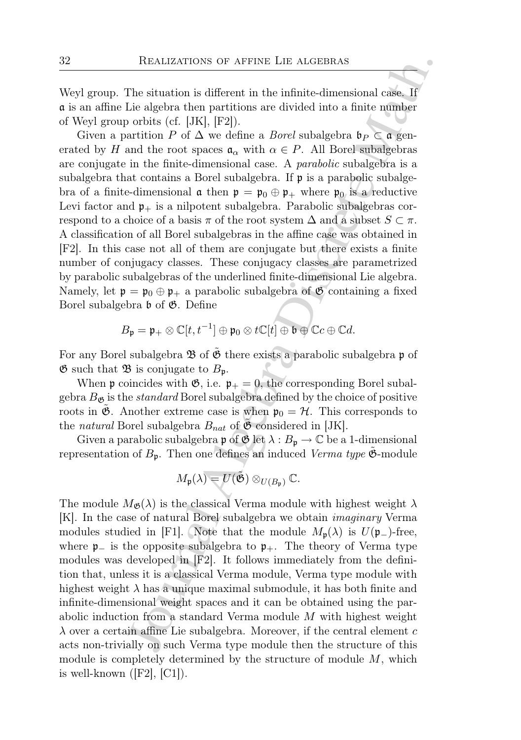Weyl group. The situation is different in the infinite-dimensional case. If $\mathfrak{a}$ is an affine Lie algebra then partitions are divided into a finite number of Weyl group orbits (cf. [JK], [F2]).

Given a partition $P$ of $\Delta$ we define a *Borel* subalgebra $\mathfrak{b}_P \subset \mathfrak{a}$ generated by $H$ and the root spaces $\mathfrak{a}_\alpha$ with $\alpha \in P$. All Borel subalgebras are conjugate in the finite-dimensional case. A *parabolic* subalgebra is a subalgebra that contains a Borel subalgebra. If $\mathfrak{p}$ is a parabolic subalgebra of a finite-dimensional $\mathfrak{a}$ then $\mathfrak{p} = \mathfrak{p}_0 \oplus \mathfrak{p}_+$ where $\mathfrak{p}_0$ is a reductive Levi factor and $\mathfrak{p}_+$ is a nilpotent subalgebra. Parabolic subalgebras correspond to a choice of a basis $\pi$ of the root system $\Delta$ and a subset $S \subset \pi$. A classification of all Borel subalgebras in the affine case was obtained in [F2]. In this case not all of them are conjugate but there exists a finite number of conjugacy classes. These conjugacy classes are parametrized by parabolic subalgebras of the underlined finite-dimensional Lie algebra. Namely, let $\mathfrak{p} = \mathfrak{p}_0 \oplus \mathfrak{p}_+$ a parabolic subalgebra of $\mathfrak{G}$ containing a fixed Borel subalgebra $\mathfrak{b}$ of $\mathfrak{G}$. Define

$$B_{\mathfrak{p}} = \mathfrak{p}_+ \otimes \mathbb{C}[t, t^{-1}] \oplus \mathfrak{p}_0 \otimes t\mathbb{C}[t] \oplus \mathfrak{b} \oplus \mathbb{C}c \oplus \mathbb{C}d.$$

For any Borel subalgebra $\mathfrak{B}$ of $\tilde{\mathfrak{G}}$ there exists a parabolic subalgebra $\mathfrak{p}$ of $\mathfrak{G}$ such that $\mathfrak{B}$ is conjugate to $B_{\mathfrak{p}}$.

When $\mathfrak{p}$ coincides with $\mathfrak{G}$, i.e. $\mathfrak{p}_+ = 0$, the corresponding Borel subalgebra $B_{\mathfrak{G}}$ is the *standard* Borel subalgebra defined by the choice of positive roots in $\tilde{\mathfrak{G}}$. Another extreme case is when $\mathfrak{p}_0 = \mathcal{H}$. This corresponds to the *natural* Borel subalgebra $B_{nat}$ of $\tilde{\mathfrak{G}}$ considered in [JK].

Given a parabolic subalgebra $\mathfrak{p}$ of $\mathfrak{G}$ let $\lambda : B_{\mathfrak{p}} \to \mathbb{C}$ be a 1-dimensional representation of $B_{\mathfrak{p}}$. Then one defines an induced *Verma type* $\tilde{\mathfrak{G}}$-module

$$M_{\mathfrak{p}}(\lambda) = U(\tilde{\mathfrak{G}}) \otimes_{U(B_{\mathfrak{p}})} \mathbb{C}.$$

The module $M_{\mathfrak{G}}(\lambda)$ is the classical Verma module with highest weight $\lambda$ [K]. In the case of natural Borel subalgebra we obtain *imaginary* Verma modules studied in [F1]. Note that the module $M_{\mathfrak{p}}(\lambda)$ is $U(\mathfrak{p}_-)$-free, where $\mathfrak{p}_-$ is the opposite subalgebra to $\mathfrak{p}_+$. The theory of Verma type modules was developed in [F2]. It follows immediately from the definition that, unless it is a classical Verma module, Verma type module with highest weight $\lambda$ has a unique maximal submodule, it has both finite and infinite-dimensional weight spaces and it can be obtained using the parabolic induction from a standard Verma module $M$ with highest weight $\lambda$ over a certain affine Lie subalgebra. Moreover, if the central element $c$ acts non-trivially on such Verma type module then the structure of this module is completely determined by the structure of module $M$, which is well-known ([F2], [C1]).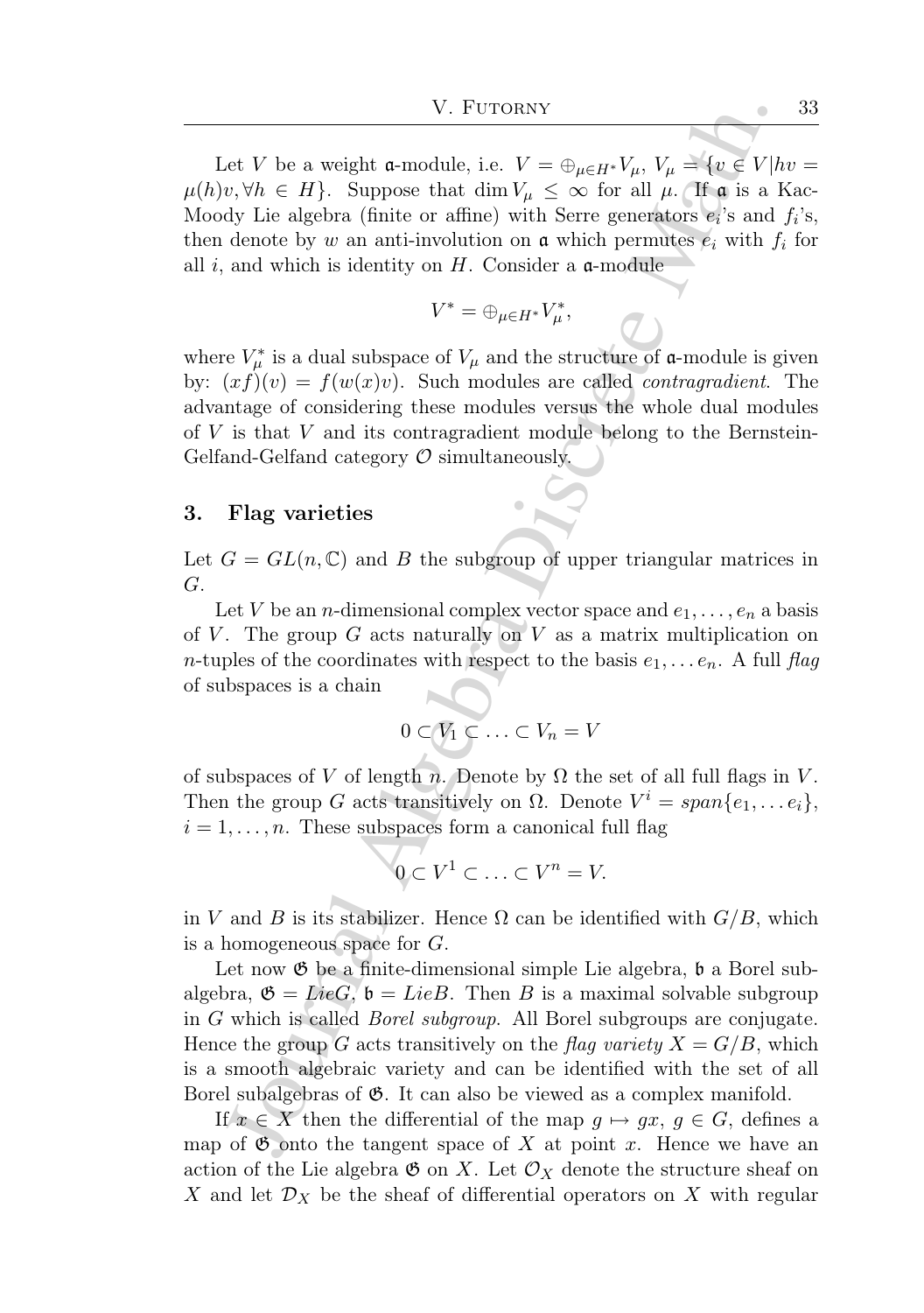Let $V$ be a weight $\mathfrak{a}$-module, i.e. $V = \oplus_{\mu \in H^*} V_\mu$, $V_\mu = \{v \in V | hv = \mu(h)v, \forall h \in H\}$. Suppose that $\dim V_\mu \leq \infty$ for all $\mu$. If $\mathfrak{a}$ is a Kac-Moody Lie algebra (finite or affine) with Serre generators $e_i$'s and $f_i$'s, then denote by $w$ an anti-involution on $\mathfrak{a}$ which permutes $e_i$ with $f_i$ for all $i$, and which is identity on $H$. Consider a $\mathfrak{a}$-module

$$V^* = \oplus_{\mu \in H^*} V_\mu^*,$$

where $V_\mu^*$ is a dual subspace of $V_\mu$ and the structure of $\mathfrak{a}$-module is given by: $(xf)(v) = f(w(x)v)$. Such modules are called *contragradient*. The advantage of considering these modules versus the whole dual modules of $V$ is that $V$ and its contragradient module belong to the Bernstein-Gelfand-Gelfand category $\mathcal{O}$ simultaneously.

## 3. Flag varieties

Let $G = GL(n, \mathbb{C})$ and $B$ the subgroup of upper triangular matrices in $G$.

Let $V$ be an $n$-dimensional complex vector space and $e_1, \ldots, e_n$ a basis of $V$. The group $G$ acts naturally on $V$ as a matrix multiplication on $n$-tuples of the coordinates with respect to the basis $e_1, \ldots e_n$. A full *flag* of subspaces is a chain

$$0 \subset V_1 \subset \ldots \subset V_n = V$$

of subspaces of $V$ of length $n$. Denote by $\Omega$ the set of all full flags in $V$. Then the group $G$ acts transitively on $\Omega$. Denote $V^i = span\{e_1, \ldots e_i\}$, $i = 1, \ldots, n$. These subspaces form a canonical full flag

$$0 \subset V^1 \subset \ldots \subset V^n = V.$$

in $V$ and $B$ is its stabilizer. Hence $\Omega$ can be identified with $G/B$, which is a homogeneous space for $G$.

Let now $\mathfrak{G}$ be a finite-dimensional simple Lie algebra, $\mathfrak{b}$ a Borel subalgebra, $\mathfrak{G} = LieG$, $\mathfrak{b} = LieB$. Then $B$ is a maximal solvable subgroup in $G$ which is called *Borel subgroup*. All Borel subgroups are conjugate. Hence the group $G$ acts transitively on the *flag variety* $X = G/B$, which is a smooth algebraic variety and can be identified with the set of all Borel subalgebras of $\mathfrak{G}$. It can also be viewed as a complex manifold.

If $x \in X$ then the differential of the map $g \mapsto gx$, $g \in G$, defines a map of $\mathfrak{G}$ onto the tangent space of $X$ at point $x$. Hence we have an action of the Lie algebra $\mathfrak{G}$ on $X$. Let $\mathcal{O}_X$ denote the structure sheaf on $X$ and let $\mathcal{D}_X$ be the sheaf of differential operators on $X$ with regular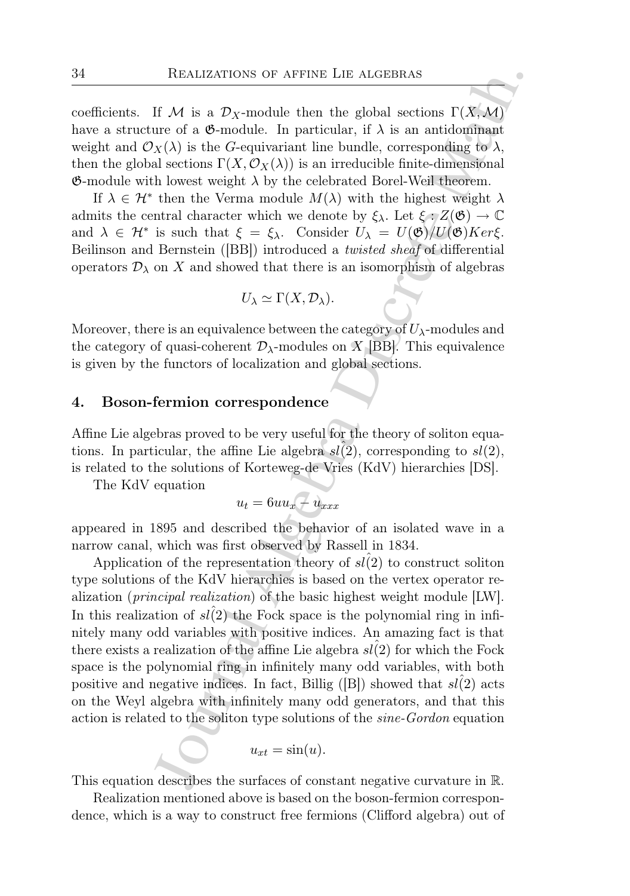coefficients. If $\mathcal{M}$ is a $\mathcal{D}_X$-module then the global sections $\Gamma(X, \mathcal{M})$ have a structure of a $\mathfrak{G}$-module. In particular, if $\lambda$ is an antidominant weight and $\mathcal{O}_X(\lambda)$ is the $G$-equivariant line bundle, corresponding to $\lambda$, then the global sections $\Gamma(X, \mathcal{O}_X(\lambda))$ is an irreducible finite-dimensional $\mathfrak{G}$-module with lowest weight $\lambda$ by the celebrated Borel-Weil theorem.

If $\lambda \in \mathcal{H}^*$ then the Verma module $M(\lambda)$ with the highest weight $\lambda$ admits the central character which we denote by $\xi_\lambda$. Let $\xi : Z(\mathfrak{G}) \to \mathbb{C}$ and $\lambda \in \mathcal{H}^*$ is such that $\xi = \xi_\lambda$. Consider $U_\lambda = U(\mathfrak{G})/U(\mathfrak{G})Ker\xi$. Beilinson and Bernstein ([BB]) introduced a *twisted sheaf* of differential operators $\mathcal{D}_\lambda$ on $X$ and showed that there is an isomorphism of algebras

$$U_\lambda \simeq \Gamma(X, \mathcal{D}_\lambda).$$

Moreover, there is an equivalence between the category of $U_\lambda$-modules and the category of quasi-coherent $\mathcal{D}_\lambda$-modules on $X$ [BB]. This equivalence is given by the functors of localization and global sections.

## 4. Boson-fermion correspondence

Affine Lie algebras proved to be very useful for the theory of soliton equations. In particular, the affine Lie algebra $\hat{sl(2)}$, corresponding to $sl(2)$, is related to the solutions of Korteweg-de Vries (KdV) hierarchies [DS].

The KdV equation

$$u_t = 6uu_x - u_{xxx}$$

appeared in 1895 and described the behavior of an isolated wave in a narrow canal, which was first observed by Rassell in 1834.

Application of the representation theory of $\hat{sl(2)}$ to construct soliton type solutions of the KdV hierarchies is based on the vertex operator realization (*principal realization*) of the basic highest weight module [LW]. In this realization of $\hat{sl(2)}$ the Fock space is the polynomial ring in infinitely many odd variables with positive indices. An amazing fact is that there exists a realization of the affine Lie algebra $\hat{sl(2)}$ for which the Fock space is the polynomial ring in infinitely many odd variables, with both positive and negative indices. In fact, Billig ([B]) showed that $\hat{sl(2)}$ acts on the Weyl algebra with infinitely many odd generators, and that this action is related to the soliton type solutions of the *sine-Gordon* equation

$$u_{xt} = \sin(u).$$

This equation describes the surfaces of constant negative curvature in $\mathbb{R}$.

Realization mentioned above is based on the boson-fermion correspondence, which is a way to construct free fermions (Clifford algebra) out of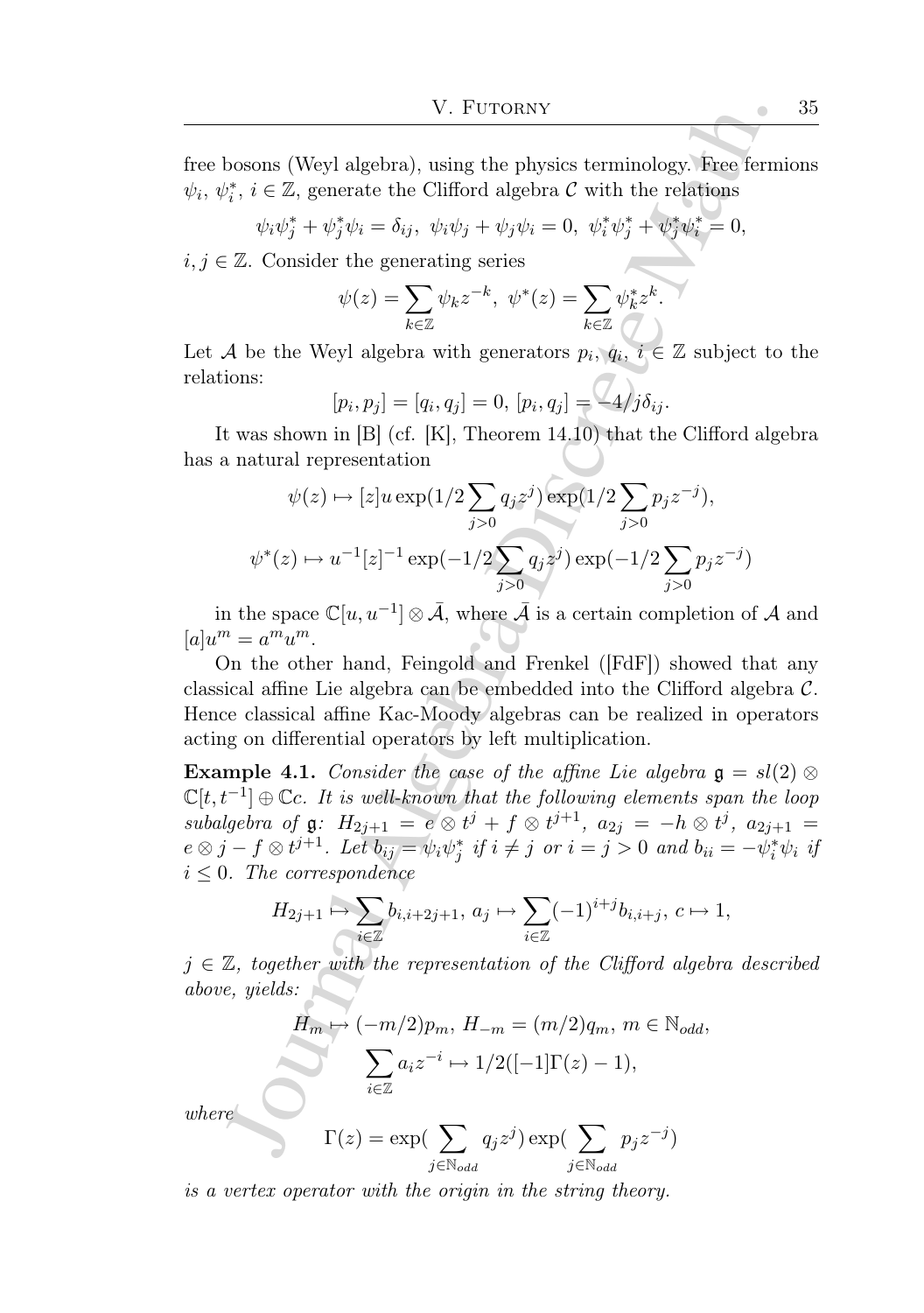free bosons (Weyl algebra), using the physics terminology. Free fermions $\psi_i$, $\psi_i^*$, $i \in \mathbb{Z}$, generate the Clifford algebra $\mathcal{C}$ with the relations

$$\psi_i\psi_j^* + \psi_j^*\psi_i = \delta_{ij},\ \psi_i\psi_j + \psi_j\psi_i = 0,\ \psi_i^*\psi_j^* + \psi_j^*\psi_i^* = 0,$$

$i, j \in \mathbb{Z}$. Consider the generating series

$$\psi(z) = \sum_{k\in\mathbb{Z}} \psi_k z^{-k},\ \psi^*(z) = \sum_{k\in\mathbb{Z}} \psi_k^* z^k.$$

Let $\mathcal{A}$ be the Weyl algebra with generators $p_i$, $q_i$, $i \in \mathbb{Z}$ subject to the relations:

$$[p_i, p_j] = [q_i, q_j] = 0,\ [p_i, q_j] = -4/j\delta_{ij}.$$

It was shown in [B] (cf. [K], Theorem 14.10) that the Clifford algebra has a natural representation

$$\psi(z) \mapsto [z]u \exp(1/2 \sum_{j>0} q_j z^j) \exp(1/2 \sum_{j>0} p_j z^{-j}),$$

$$\psi^*(z) \mapsto u^{-1}[z]^{-1} \exp(-1/2 \sum_{j>0} q_j z^j) \exp(-1/2 \sum_{j>0} p_j z^{-j})$$

in the space $\mathbb{C}[u, u^{-1}] \otimes \bar{\mathcal{A}}$, where $\bar{\mathcal{A}}$ is a certain completion of $\mathcal{A}$ and $[a]u^m = a^m u^m$.

On the other hand, Feingold and Frenkel ([FdF]) showed that any classical affine Lie algebra can be embedded into the Clifford algebra $\mathcal{C}$. Hence classical affine Kac-Moody algebras can be realized in operators acting on differential operators by left multiplication.

**Example 4.1.** *Consider the case of the affine Lie algebra $\mathfrak{g} = sl(2) \otimes \mathbb{C}[t, t^{-1}] \oplus \mathbb{C}c$. It is well-known that the following elements span the loop subalgebra of $\mathfrak{g}$: $H_{2j+1} = e \otimes t^j + f \otimes t^{j+1}$, $a_{2j} = -h \otimes t^j$, $a_{2j+1} = e \otimes j - f \otimes t^{j+1}$. Let $b_{ij} = \psi_i\psi_j^*$ if $i \neq j$ or $i = j > 0$ and $b_{ii} = -\psi_i^*\psi_i$ if $i \leq 0$. The correspondence*

$$H_{2j+1} \mapsto \sum_{i\in\mathbb{Z}} b_{i,i+2j+1},\ a_j \mapsto \sum_{i\in\mathbb{Z}} (-1)^{i+j} b_{i,i+j},\ c \mapsto 1,$$

*$j \in \mathbb{Z}$, together with the representation of the Clifford algebra described above, yields:*

$$H_m \mapsto (-m/2)p_m,\ H_{-m} = (m/2)q_m,\ m \in \mathbb{N}_{odd},$$

$$\sum_{i\in\mathbb{Z}} a_i z^{-i} \mapsto 1/2([-1]\Gamma(z) - 1),$$

*where*

$$\Gamma(z) = \exp(\sum_{j\in\mathbb{N}_{odd}} q_j z^j) \exp(\sum_{j\in\mathbb{N}_{odd}} p_j z^{-j})$$

*is a vertex operator with the origin in the string theory.*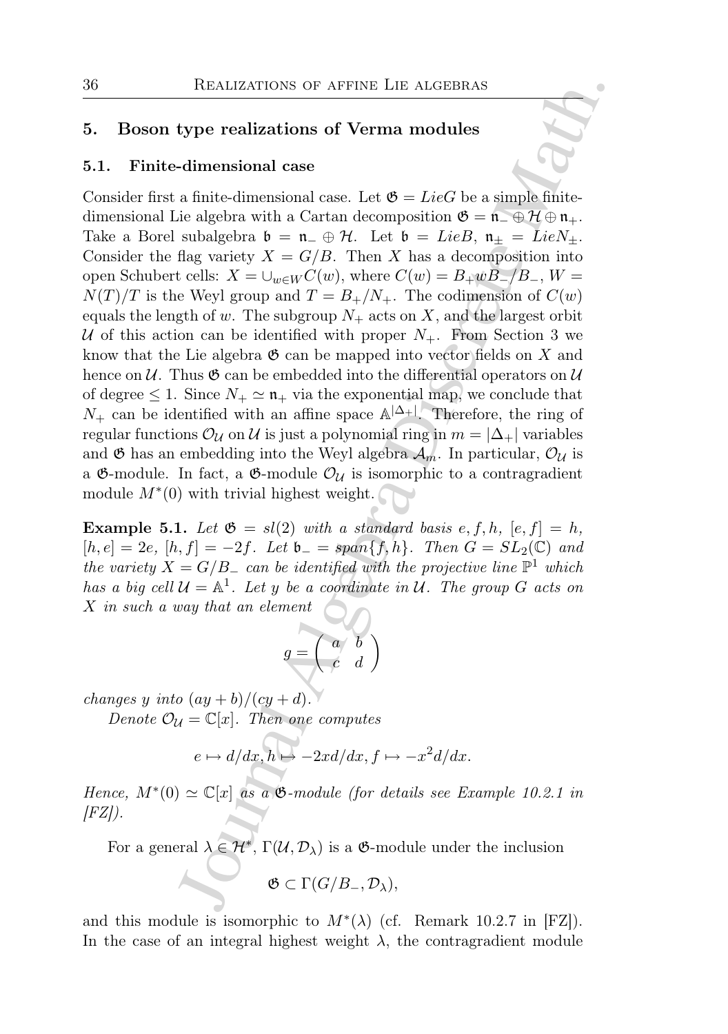## 5. Boson type realizations of Verma modules

### 5.1. Finite-dimensional case

Consider first a finite-dimensional case. Let $\mathfrak{G} = Lie G$ be a simple finite-dimensional Lie algebra with a Cartan decomposition $\mathfrak{G} = \mathfrak{n}_- \oplus \mathcal{H} \oplus \mathfrak{n}_+$. Take a Borel subalgebra $\mathfrak{b} = \mathfrak{n}_- \oplus \mathcal{H}$. Let $\mathfrak{b} = Lie B$, $\mathfrak{n}_\pm = Lie N_\pm$. Consider the flag variety $X = G/B$. Then $X$ has a decomposition into open Schubert cells: $X = \cup_{w \in W} C(w)$, where $C(w) = B_+ w B_- / B_-$, $W = N(T)/T$ is the Weyl group and $T = B_+/N_+$. The codimension of $C(w)$ equals the length of $w$. The subgroup $N_+$ acts on $X$, and the largest orbit $\mathcal{U}$ of this action can be identified with proper $N_+$. From Section 3 we know that the Lie algebra $\mathfrak{G}$ can be mapped into vector fields on $X$ and hence on $\mathcal{U}$. Thus $\mathfrak{G}$ can be embedded into the differential operators on $\mathcal{U}$ of degree $\leq 1$. Since $N_+ \simeq \mathfrak{n}_+$ via the exponential map, we conclude that $N_+$ can be identified with an affine space $\mathbb{A}^{|\Delta_+|}$. Therefore, the ring of regular functions $\mathcal{O}_\mathcal{U}$ on $\mathcal{U}$ is just a polynomial ring in $m = |\Delta_+|$ variables and $\mathfrak{G}$ has an embedding into the Weyl algebra $\mathcal{A}_m$. In particular, $\mathcal{O}_\mathcal{U}$ is a $\mathfrak{G}$-module. In fact, a $\mathfrak{G}$-module $\mathcal{O}_\mathcal{U}$ is isomorphic to a contragradient module $M^*(0)$ with trivial highest weight.

**Example 5.1.** *Let $\mathfrak{G} = sl(2)$ with a standard basis $e, f, h$, $[e, f] = h$, $[h, e] = 2e$, $[h, f] = -2f$. Let $\mathfrak{b}_- = span\{f, h\}$. Then $G = SL_2(\mathbb{C})$ and the variety $X = G/B_-$ can be identified with the projective line $\mathbb{P}^1$ which has a big cell $\mathcal{U} = \mathbb{A}^1$. Let $y$ be a coordinate in $\mathcal{U}$. The group $G$ acts on $X$ in such a way that an element*

$$g = \begin{pmatrix} a & b \\ c & d \end{pmatrix}$$

*changes $y$ into $(ay + b)/(cy + d)$.*

*Denote $\mathcal{O}_\mathcal{U} = \mathbb{C}[x]$. Then one computes*

$$e \mapsto d/dx, h \mapsto -2xd/dx, f \mapsto -x^2 d/dx.$$

*Hence, $M^*(0) \simeq \mathbb{C}[x]$ as a $\mathfrak{G}$-module (for details see Example 10.2.1 in [FZ]).*

For a general $\lambda \in \mathcal{H}^*$, $\Gamma(\mathcal{U}, \mathcal{D}_\lambda)$ is a $\mathfrak{G}$-module under the inclusion

$$\mathfrak{G} \subset \Gamma(G/B_-, \mathcal{D}_\lambda),$$

and this module is isomorphic to $M^*(\lambda)$ (cf. Remark 10.2.7 in [FZ]). In the case of an integral highest weight $\lambda$, the contragradient module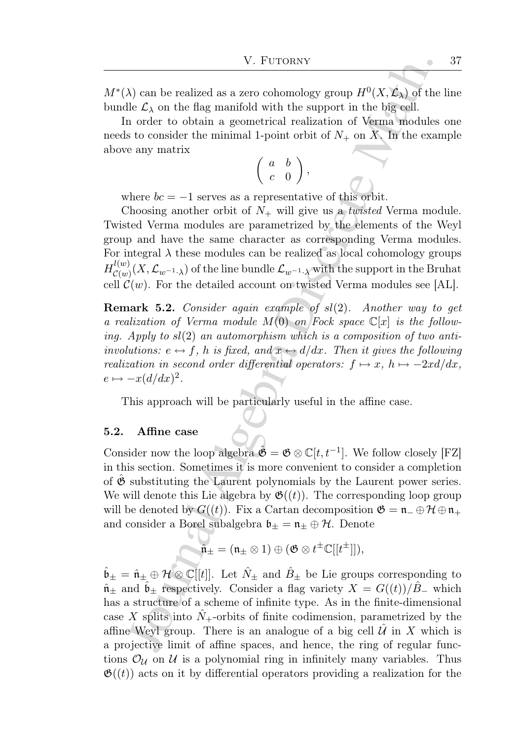$M^*(\lambda)$ can be realized as a zero cohomology group $H^0(X, \mathcal{L}_\lambda)$ of the line bundle $\mathcal{L}_\lambda$ on the flag manifold with the support in the big cell.

In order to obtain a geometrical realization of Verma modules one needs to consider the minimal 1-point orbit of $N_+$ on $X$. In the example above any matrix

$$\left( \begin{array}{cc} a & b \\ c & 0 \end{array} \right),$$

where $bc = -1$ serves as a representative of this orbit.

Choosing another orbit of $N_+$ will give us a *twisted* Verma module. Twisted Verma modules are parametrized by the elements of the Weyl group and have the same character as corresponding Verma modules. For integral $\lambda$ these modules can be realized as local cohomology groups $H^{l(w)}_{\mathcal{C}(w)}(X, \mathcal{L}_{w^{-1}.\lambda})$ of the line bundle $\mathcal{L}_{w^{-1}.\lambda}$ with the support in the Bruhat cell $\mathcal{C}(w)$. For the detailed account on twisted Verma modules see [AL].

**Remark 5.2.** *Consider again example of $sl(2)$. Another way to get a realization of Verma module $M(0)$ on Fock space $\mathbb{C}[x]$ is the following. Apply to $sl(2)$ an automorphism which is a composition of two anti-involutions: $e \leftrightarrow f$, $h$ is fixed, and $x \leftrightarrow d/dx$. Then it gives the following realization in second order differential operators: $f \mapsto x$, $h \mapsto -2xd/dx$, $e \mapsto -x(d/dx)^2$.*

This approach will be particularly useful in the affine case.

### 5.2. Affine case

Consider now the loop algebra $\hat{\mathfrak{G}} = \mathfrak{G} \otimes \mathbb{C}[t, t^{-1}]$. We follow closely [FZ] in this section. Sometimes it is more convenient to consider a completion of $\hat{\mathfrak{G}}$ substituting the Laurent polynomials by the Laurent power series. We will denote this Lie algebra by $\mathfrak{G}((t))$. The corresponding loop group will be denoted by $G((t))$. Fix a Cartan decomposition $\mathfrak{G} = \mathfrak{n}_- \oplus \mathcal{H} \oplus \mathfrak{n}_+$ and consider a Borel subalgebra $\mathfrak{b}_\pm = \mathfrak{n}_\pm \oplus \mathcal{H}$. Denote

$$\hat{\mathfrak{n}}_\pm = (\mathfrak{n}_\pm \otimes 1) \oplus (\mathfrak{G} \otimes t^\pm \mathbb{C}[[t^\pm]]),$$

$\hat{\mathfrak{b}}_\pm = \hat{\mathfrak{n}}_\pm \oplus \mathcal{H} \otimes \mathbb{C}[[t]]$. Let $\hat{N}_\pm$ and $\hat{B}_\pm$ be Lie groups corresponding to $\hat{\mathfrak{n}}_\pm$ and $\hat{\mathfrak{b}}_\pm$ respectively. Consider a flag variety $X = G((t))/\hat{B}_-$ which has a structure of a scheme of infinite type. As in the finite-dimensional case $X$ splits into $\hat{N}_+$-orbits of finite codimension, parametrized by the affine Weyl group. There is an analogue of a big cell $\hat{\mathcal{U}}$ in $X$ which is a projective limit of affine spaces, and hence, the ring of regular functions $\mathcal{O}_\mathcal{U}$ on $\mathcal{U}$ is a polynomial ring in infinitely many variables. Thus $\mathfrak{G}((t))$ acts on it by differential operators providing a realization for the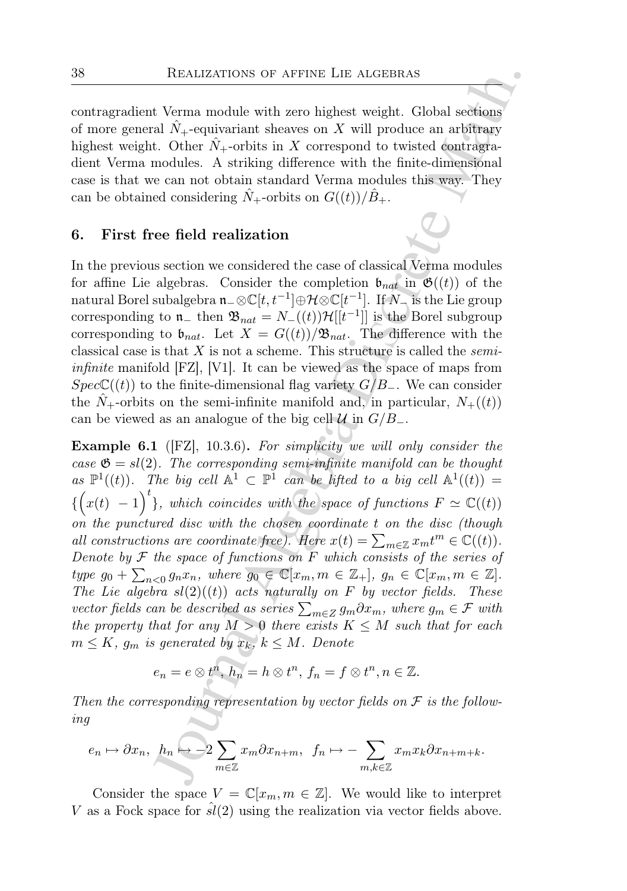contragradient Verma module with zero highest weight. Global sections of more general $\hat{N}_+$-equivariant sheaves on $X$ will produce an arbitrary highest weight. Other $\hat{N}_+$-orbits in $X$ correspond to twisted contragradient Verma modules. A striking difference with the finite-dimensional case is that we can not obtain standard Verma modules this way. They can be obtained considering $\hat{N}_+$-orbits on $G((t))/\hat{B}_+$.

## 6. First free field realization

In the previous section we considered the case of classical Verma modules for affine Lie algebras. Consider the completion $\mathfrak{b}_{nat}$ in $\mathfrak{G}((t))$ of the natural Borel subalgebra $\mathfrak{n}_-\otimes\mathbb{C}[t,t^{-1}]\oplus\mathcal{H}\otimes\mathbb{C}[t^{-1}]$. If $N_-$ is the Lie group corresponding to $\mathfrak{n}_-$ then $\mathfrak{B}_{nat} = N_-((t))\mathcal{H}[[t^{-1}]]$ is the Borel subgroup corresponding to $\mathfrak{b}_{nat}$. Let $X = G((t))/\mathfrak{B}_{nat}$. The difference with the classical case is that $X$ is not a scheme. This structure is called the *semi-infinite* manifold [FZ], [V1]. It can be viewed as the space of maps from $Spec\mathbb{C}((t))$ to the finite-dimensional flag variety $G/B_-$. We can consider the $\hat{N}_+$-orbits on the semi-infinite manifold and, in particular, $N_+((t))$ can be viewed as an analogue of the big cell $\mathcal{U}$ in $G/B_-$.

**Example 6.1** ([FZ], 10.3.6)**.** *For simplicity we will only consider the case $\mathfrak{G} = sl(2)$. The corresponding semi-infinite manifold can be thought as $\mathbb{P}^1((t))$. The big cell $\mathbb{A}^1 \subset \mathbb{P}^1$ can be lifted to a big cell $\mathbb{A}^1((t)) = \{\begin{pmatrix} x(t) & -1\end{pmatrix}^t\}$, which coincides with the space of functions $F \simeq \mathbb{C}((t))$ on the punctured disc with the chosen coordinate $t$ on the disc (though all constructions are coordinate free). Here $x(t) = \sum_{m\in\mathbb{Z}} x_m t^m \in \mathbb{C}((t))$. Denote by $\mathcal{F}$ the space of functions on $F$ which consists of the series of type $g_0 + \sum_{n<0} g_n x_n$, where $g_0 \in \mathbb{C}[x_m, m\in\mathbb{Z}_+]$, $g_n \in \mathbb{C}[x_m, m \in \mathbb{Z}]$. The Lie algebra $sl(2)((t))$ acts naturally on $F$ by vector fields. These vector fields can be described as series $\sum_{m\in Z} g_m\partial x_m$, where $g_m \in \mathcal{F}$ with the property that for any $M > 0$ there exists $K \leq M$ such that for each $m \leq K$, $g_m$ is generated by $x_k$, $k \leq M$. Denote*

$$e_n = e\otimes t^n,\, h_n = h\otimes t^n,\, f_n = f\otimes t^n, n\in\mathbb{Z}.$$

*Then the corresponding representation by vector fields on $\mathcal{F}$ is the following*

$$e_n \mapsto \partial x_n,\;\; h_n \mapsto -2\sum_{m\in\mathbb{Z}} x_m\partial x_{n+m},\;\; f_n \mapsto -\sum_{m,k\in\mathbb{Z}} x_m x_k \partial x_{n+m+k}.$$

Consider the space $V = \mathbb{C}[x_m, m\in\mathbb{Z}]$. We would like to interpret $V$ as a Fock space for $\hat{sl}(2)$ using the realization via vector fields above.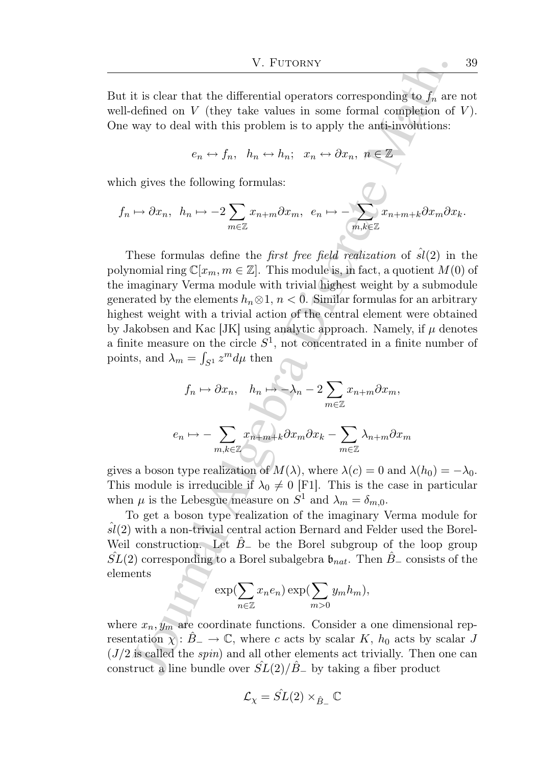But it is clear that the differential operators corresponding to $f_n$ are not well-defined on $V$ (they take values in some formal completion of $V$). One way to deal with this problem is to apply the anti-involutions:

$$e_n \leftrightarrow f_n, \quad h_n \leftrightarrow h_n; \quad x_n \leftrightarrow \partial x_n, \ n \in \mathbb{Z}$$

which gives the following formulas:

$$f_n \mapsto \partial x_n, \quad h_n \mapsto -2\sum_{m\in\mathbb{Z}} x_{n+m}\partial x_m, \quad e_n \mapsto -\sum_{m,k\in\mathbb{Z}} x_{n+m+k}\partial x_m \partial x_k.$$

These formulas define the *first free field realization* of $\hat{sl}(2)$ in the polynomial ring $\mathbb{C}[x_m, m \in \mathbb{Z}]$. This module is, in fact, a quotient $M(0)$ of the imaginary Verma module with trivial highest weight by a submodule generated by the elements $h_n \otimes 1$, $n < 0$. Similar formulas for an arbitrary highest weight with a trivial action of the central element were obtained by Jakobsen and Kac [JK] using analytic approach. Namely, if $\mu$ denotes a finite measure on the circle $S^1$, not concentrated in a finite number of points, and $\lambda_m = \int_{S^1} z^m d\mu$ then

$$f_n \mapsto \partial x_n, \quad h_n \mapsto -\lambda_n - 2\sum_{m\in\mathbb{Z}} x_{n+m}\partial x_m,$$

$$e_n \mapsto -\sum_{m,k\in\mathbb{Z}} x_{n+m+k}\partial x_m \partial x_k - \sum_{m\in\mathbb{Z}} \lambda_{n+m}\partial x_m$$

gives a boson type realization of $M(\lambda)$, where $\lambda(c) = 0$ and $\lambda(h_0) = -\lambda_0$. This module is irreducible if $\lambda_0 \neq 0$ [F1]. This is the case in particular when $\mu$ is the Lebesgue measure on $S^1$ and $\lambda_m = \delta_{m,0}$.

To get a boson type realization of the imaginary Verma module for $\hat{sl}(2)$ with a non-trivial central action Bernard and Felder used the Borel-Weil construction. Let $\hat{B}_-$ be the Borel subgroup of the loop group $\hat{SL}(2)$ corresponding to a Borel subalgebra $\mathfrak{b}_{nat}$. Then $\hat{B}_-$ consists of the elements

$$\exp(\sum_{n\in\mathbb{Z}} x_n e_n)\exp(\sum_{m>0} y_m h_m),$$

where $x_n, y_m$ are coordinate functions. Consider a one dimensional representation $\chi : \hat{B}_- \to \mathbb{C}$, where $c$ acts by scalar $K$, $h_0$ acts by scalar $J$ ($J/2$ is called the *spin*) and all other elements act trivially. Then one can construct a line bundle over $\hat{SL}(2)/\hat{B}_-$ by taking a fiber product

$$\mathcal{L}_\chi = \hat{SL}(2) \times_{\hat{B}_-} \mathbb{C}$$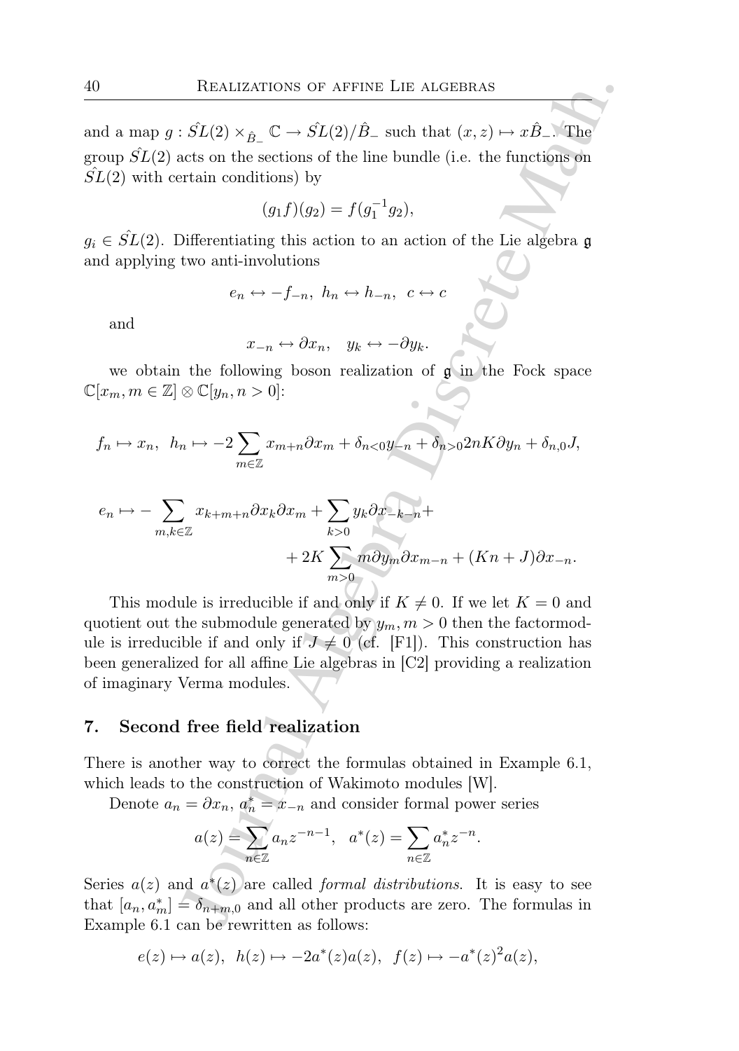and a map $g : \hat{SL}(2) \times_{\hat{B}_-} \mathbb{C} \to \hat{SL}(2)/\hat{B}_-$ such that $(x, z) \mapsto x\hat{B}_-$. The group $\hat{SL}(2)$ acts on the sections of the line bundle (i.e. the functions on $\hat{SL}(2)$ with certain conditions) by

$$(g_1 f)(g_2) = f(g_1^{-1} g_2),$$

$g_i \in \hat{SL}(2)$. Differentiating this action to an action of the Lie algebra $\mathfrak{g}$ and applying two anti-involutions

$$e_n \leftrightarrow -f_{-n}, \ h_n \leftrightarrow h_{-n}, \ c \leftrightarrow c$$

and

$$x_{-n} \leftrightarrow \partial x_n, \quad y_k \leftrightarrow -\partial y_k.$$

we obtain the following boson realization of $\mathfrak{g}$ in the Fock space $\mathbb{C}[x_m, m \in \mathbb{Z}] \otimes \mathbb{C}[y_n, n > 0]$:

$$f_n \mapsto x_n, \ \ h_n \mapsto -2 \sum_{m \in \mathbb{Z}} x_{m+n} \partial x_m + \delta_{n<0} y_{-n} + \delta_{n>0} 2nK \partial y_n + \delta_{n,0} J,$$

$$e_n \mapsto - \sum_{m,k \in \mathbb{Z}} x_{k+m+n} \partial x_k \partial x_m + \sum_{k>0} y_k \partial x_{-k-n} + \\ + 2K \sum_{m>0} m \partial y_m \partial x_{m-n} + (Kn + J) \partial x_{-n}.$$

This module is irreducible if and only if $K \neq 0$. If we let $K = 0$ and quotient out the submodule generated by $y_m, m > 0$ then the factormodule is irreducible if and only if $J \neq 0$ (cf. [F1]). This construction has been generalized for all affine Lie algebras in [C2] providing a realization of imaginary Verma modules.

## 7. Second free field realization

There is another way to correct the formulas obtained in Example 6.1, which leads to the construction of Wakimoto modules [W].

Denote $a_n = \partial x_n$, $a_n^* = x_{-n}$ and consider formal power series

$$a(z) = \sum_{n \in \mathbb{Z}} a_n z^{-n-1}, \quad a^*(z) = \sum_{n \in \mathbb{Z}} a_n^* z^{-n}.$$

Series $a(z)$ and $a^*(z)$ are called *formal distributions*. It is easy to see that $[a_n, a_m^*] = \delta_{n+m,0}$ and all other products are zero. The formulas in Example 6.1 can be rewritten as follows:

$$e(z) \mapsto a(z), \ \ h(z) \mapsto -2a^*(z)a(z), \ \ f(z) \mapsto -a^*(z)^2 a(z),$$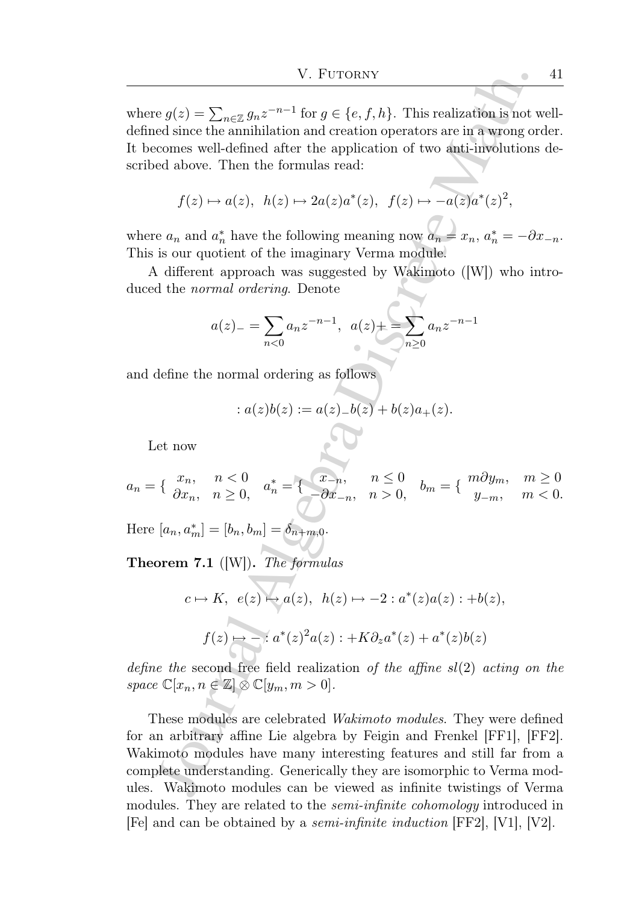where $g(z) = \sum_{n\in\mathbb{Z}} g_n z^{-n-1}$ for $g \in \{e, f, h\}$. This realization is not well-defined since the annihilation and creation operators are in a wrong order. It becomes well-defined after the application of two anti-involutions described above. Then the formulas read:

$$f(z) \mapsto a(z), \;\; h(z) \mapsto 2a(z)a^*(z), \;\; f(z) \mapsto -a(z)a^*(z)^2,$$

where $a_n$ and $a_n^*$ have the following meaning now $a_n = x_n$, $a_n^* = -\partial x_{-n}$. This is our quotient of the imaginary Verma module.

A different approach was suggested by Wakimoto ([W]) who introduced the *normal ordering*. Denote

$$a(z)_- = \sum_{n<0} a_n z^{-n-1}, \;\; a(z)_+ = \sum_{n\geq 0} a_n z^{-n-1}$$

and define the normal ordering as follows

$$: a(z)b(z) := a(z)_- b(z) + b(z)a_+(z).$$

Let now

$$a_n = \begin{cases} x_n, & n < 0 \\ \partial x_n, & n \geq 0, \end{cases} \quad a_n^* = \begin{cases} x_{-n}, & n \leq 0 \\ -\partial x_{-n}, & n > 0, \end{cases} \quad b_m = \begin{cases} m\partial y_m, & m \geq 0 \\ y_{-m}, & m < 0. \end{cases}$$

Here $[a_n, a_m^*] = [b_n, b_m] = \delta_{n+m,0}$.

**Theorem 7.1** ([W]). *The formulas*

$$c \mapsto K, \;\; e(z) \mapsto a(z), \;\; h(z) \mapsto -2 : a^*(z)a(z) : +b(z),$$

$$f(z) \mapsto - : a^*(z)^2 a(z) : +K\partial_z a^*(z) + a^*(z)b(z)$$

*define the* second free field realization *of the affine $sl(2)$ acting on the space $\mathbb{C}[x_n, n \in \mathbb{Z}] \otimes \mathbb{C}[y_m, m > 0]$.*

These modules are celebrated *Wakimoto modules*. They were defined for an arbitrary affine Lie algebra by Feigin and Frenkel [FF1], [FF2]. Wakimoto modules have many interesting features and still far from a complete understanding. Generically they are isomorphic to Verma modules. Wakimoto modules can be viewed as infinite twistings of Verma modules. They are related to the *semi-infinite cohomology* introduced in [Fe] and can be obtained by a *semi-infinite induction* [FF2], [V1], [V2].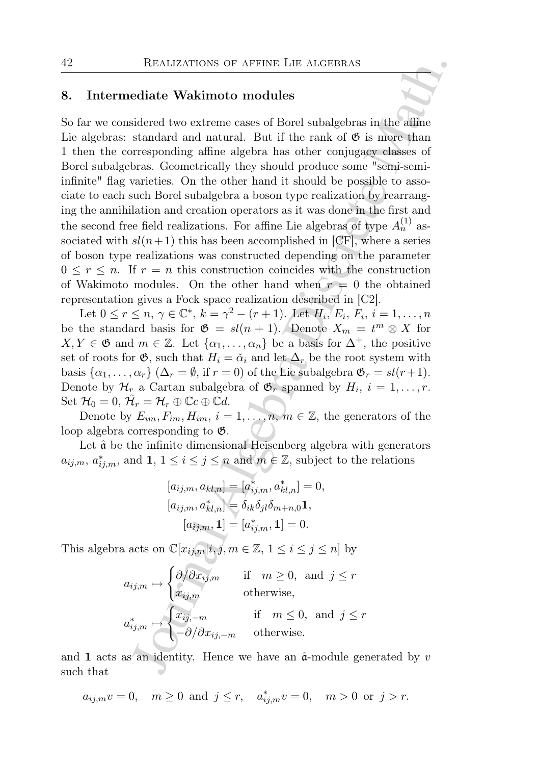## 8. Intermediate Wakimoto modules

So far we considered two extreme cases of Borel subalgebras in the affine Lie algebras: standard and natural. But if the rank of $\mathfrak{G}$ is more than 1 then the corresponding affine algebra has other conjugacy classes of Borel subalgebras. Geometrically they should produce some "semi-semi-infinite" flag varieties. On the other hand it should be possible to associate to each such Borel subalgebra a boson type realization by rearranging the annihilation and creation operators as it was done in the first and the second free field realizations. For affine Lie algebras of type $A_n^{(1)}$ associated with $sl(n+1)$ this has been accomplished in [CF], where a series of boson type realizations was constructed depending on the parameter $0 \leq r \leq n$. If $r = n$ this construction coincides with the construction of Wakimoto modules. On the other hand when $r = 0$ the obtained representation gives a Fock space realization described in [C2].

Let $0 \leq r \leq n$, $\gamma \in \mathbb{C}^*$, $k = \gamma^2 - (r+1)$. Let $H_i, E_i, F_i$, $i = 1, \dots, n$ be the standard basis for $\mathfrak{G} = sl(n+1)$. Denote $X_m = t^m \otimes X$ for $X, Y \in \mathfrak{G}$ and $m \in \mathbb{Z}$. Let $\{\alpha_1, \dots, \alpha_n\}$ be a basis for $\Delta^+$, the positive set of roots for $\mathfrak{G}$, such that $H_i = \check{\alpha}_i$ and let $\Delta_r$ be the root system with basis $\{\alpha_1, \dots, \alpha_r\}$ ($\Delta_r = \emptyset$, if $r = 0$) of the Lie subalgebra $\mathfrak{G}_r = sl(r+1)$. Denote by $\mathcal{H}_r$ a Cartan subalgebra of $\mathfrak{G}_r$ spanned by $H_i$, $i = 1, \dots, r$. Set $\mathcal{H}_0 = 0$, $\tilde{\mathcal{H}}_r = \mathcal{H}_r \oplus \mathbb{C}c \oplus \mathbb{C}d$.

Denote by $E_{im}, F_{im}, H_{im}$, $i = 1, \dots, n$, $m \in \mathbb{Z}$, the generators of the loop algebra corresponding to $\mathfrak{G}$.

Let $\hat{\mathfrak{a}}$ be the infinite dimensional Heisenberg algebra with generators $a_{ij,m}$, $a^*_{ij,m}$, and $\mathbf{1}$, $1 \leq i \leq j \leq n$ and $m \in \mathbb{Z}$, subject to the relations

$$
\begin{aligned}
[a_{ij,m}, a_{kl,n}] &= [a^*_{ij,m}, a^*_{kl,n}] = 0, \\
[a_{ij,m}, a^*_{kl,n}] &= \delta_{ik}\delta_{jl}\delta_{m+n,0}\mathbf{1}, \\
[a_{ij,m}, \mathbf{1}] &= [a^*_{ij,m}, \mathbf{1}] = 0.
\end{aligned}
$$

This algebra acts on $\mathbb{C}[x_{ij,m} | i, j, m \in \mathbb{Z}, 1 \leq i \leq j \leq n]$ by

$$
a_{ij,m} \mapsto \begin{cases} \partial/\partial x_{ij,m} & \text{if} \quad m \geq 0, \text{ and } j \leq r \\ x_{ij,m} & \text{otherwise,} \end{cases}
$$

$$
a^*_{ij,m} \mapsto \begin{cases} x_{ij,-m} & \text{if} \quad m \leq 0, \text{ and } j \leq r \\ -\partial/\partial x_{ij,-m} & \text{otherwise.} \end{cases}
$$

and $\mathbf{1}$ acts as an identity. Hence we have an $\hat{\mathfrak{a}}$-module generated by $v$ such that

$$
a_{ij,m} v = 0, \quad m \geq 0 \text{ and } j \leq r, \quad a^*_{ij,m} v = 0, \quad m > 0 \text{ or } j > r.
$$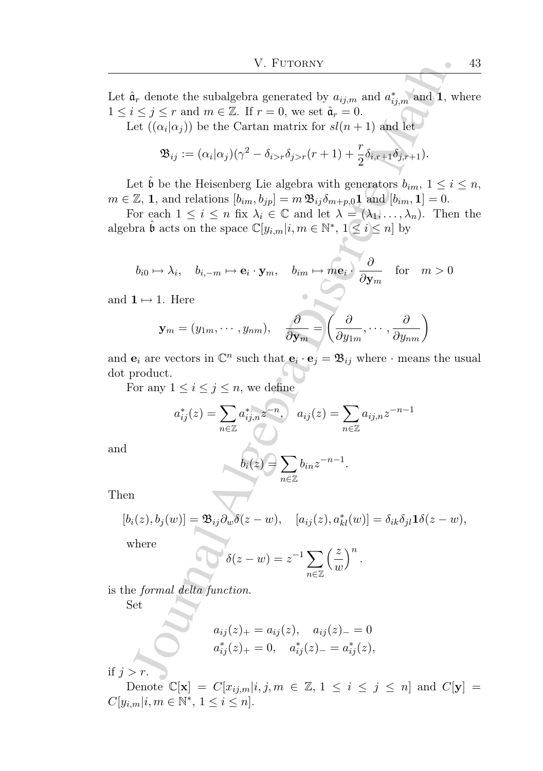Let $\hat{\mathfrak{a}}_r$ denote the subalgebra generated by $a_{ij,m}$ and $a^*_{ij,m}$ and $\mathbf{1}$, where $1 \leq i \leq j \leq r$ and $m \in \mathbb{Z}$. If $r = 0$, we set $\hat{\mathfrak{a}}_r = 0$.

Let $((\alpha_i|\alpha_j))$ be the Cartan matrix for $sl(n+1)$ and let

$$\mathfrak{B}_{ij} := (\alpha_i|\alpha_j)(\gamma^2 - \delta_{i>r}\delta_{j>r}(r+1) + \frac{r}{2}\delta_{i,r+1}\delta_{j,r+1}).$$

Let $\hat{\mathfrak{b}}$ be the Heisenberg Lie algebra with generators $b_{im}$, $1 \leq i \leq n$, $m \in \mathbb{Z}$, $\mathbf{1}$, and relations $[b_{im}, b_{jp}] = m\,\mathfrak{B}_{ij}\delta_{m+p,0}\mathbf{1}$ and $[b_{im}, \mathbf{1}] = 0$.

For each $1 \leq i \leq n$ fix $\lambda_i \in \mathbb{C}$ and let $\lambda = (\lambda_1, \ldots, \lambda_n)$. Then the algebra $\hat{\mathfrak{b}}$ acts on the space $\mathbb{C}[y_{i,m}|i, m \in \mathbb{N}^*, 1 \leq i \leq n]$ by

$$b_{i0} \mapsto \lambda_i, \quad b_{i,-m} \mapsto \mathbf{e}_i \cdot \mathbf{y}_m, \quad b_{im} \mapsto m\mathbf{e}_i \cdot \frac{\partial}{\partial \mathbf{y}_m} \quad \text{for} \quad m > 0$$

and $\mathbf{1} \mapsto 1$. Here

$$\mathbf{y}_m = (y_{1m}, \cdots, y_{nm}), \quad \frac{\partial}{\partial \mathbf{y}_m} = \left(\frac{\partial}{\partial y_{1m}}, \cdots, \frac{\partial}{\partial y_{nm}}\right)$$

and $\mathbf{e}_i$ are vectors in $\mathbb{C}^n$ such that $\mathbf{e}_i \cdot \mathbf{e}_j = \mathfrak{B}_{ij}$ where $\cdot$ means the usual dot product.

For any $1 \leq i \leq j \leq n$, we define

$$a^*_{ij}(z) = \sum_{n \in \mathbb{Z}} a^*_{ij,n} z^{-n}, \quad a_{ij}(z) = \sum_{n \in \mathbb{Z}} a_{ij,n} z^{-n-1}$$

and

$$b_i(z) = \sum_{n \in \mathbb{Z}} b_{in} z^{-n-1}.$$

Then

$$[b_i(z), b_j(w)] = \mathfrak{B}_{ij}\partial_w \delta(z-w), \quad [a_{ij}(z), a^*_{kl}(w)] = \delta_{ik}\delta_{jl}\mathbf{1}\delta(z-w),$$

where

$$\delta(z-w) = z^{-1}\sum_{n \in \mathbb{Z}} \left(\frac{z}{w}\right)^n.$$

is the *formal delta function*.

Set

$$\begin{aligned} a_{ij}(z)_+ &= a_{ij}(z), \quad a_{ij}(z)_- = 0 \\ a^*_{ij}(z)_+ &= 0, \quad a^*_{ij}(z)_- = a^*_{ij}(z), \end{aligned}$$

if $j > r$.

Denote $\mathbb{C}[\mathbf{x}] = C[x_{ij,m}|i, j, m \in \mathbb{Z}, 1 \leq i \leq j \leq n]$ and $C[\mathbf{y}] = C[y_{i,m}|i, m \in \mathbb{N}^*, 1 \leq i \leq n]$.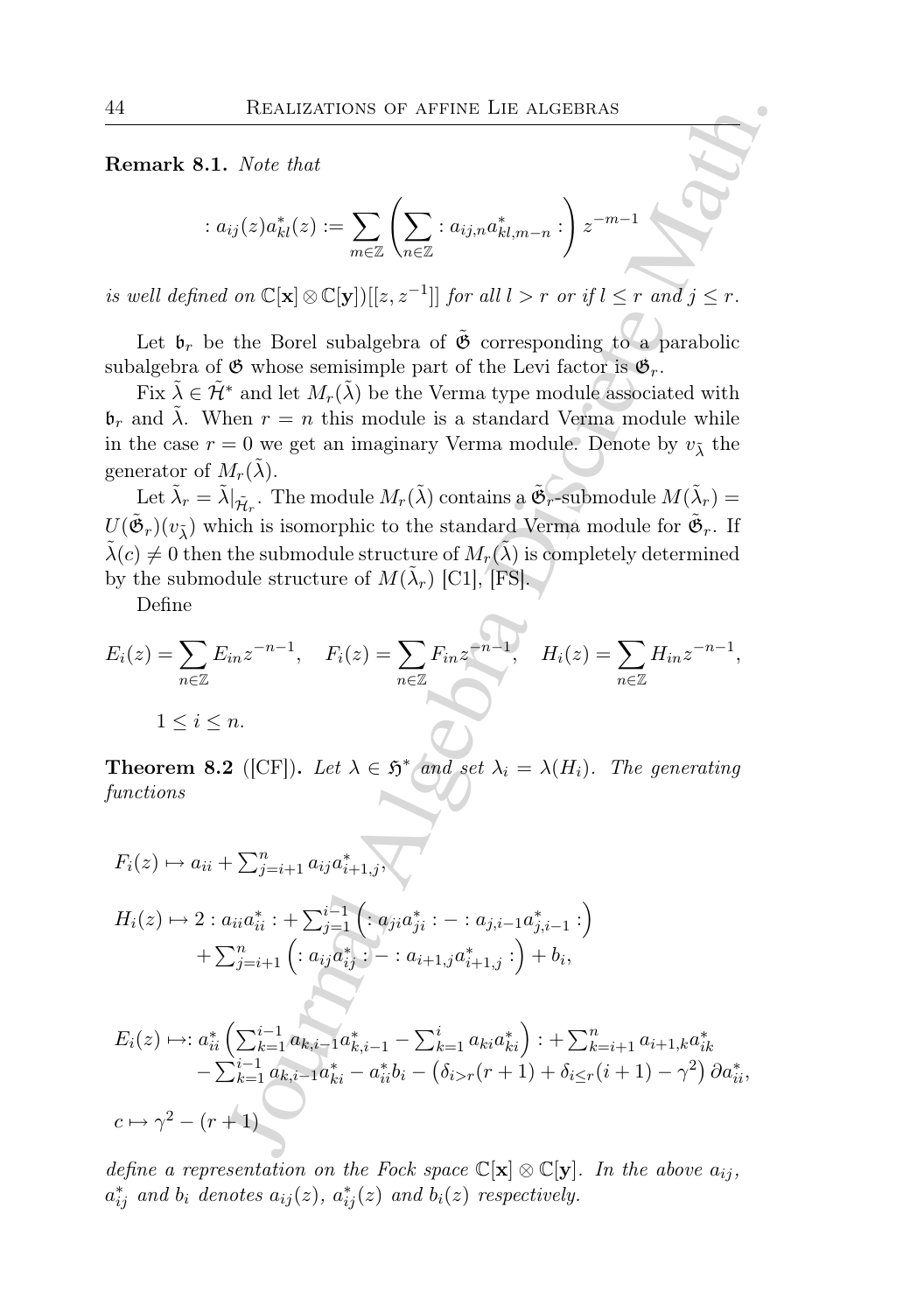**Remark 8.1.** *Note that*

$$: a_{ij}(z) a^*_{kl}(z) := \sum_{m\in\mathbb{Z}} \left( \sum_{n\in\mathbb{Z}} : a_{ij,n} a^*_{kl,m-n} : \right) z^{-m-1}$$

*is well defined on* $\mathbb{C}[\mathbf{x}]\otimes\mathbb{C}[\mathbf{y}])[[z,z^{-1}]]$ *for all* $l > r$ *or if* $l \leq r$ *and* $j \leq r$.

Let $\mathfrak{b}_r$ be the Borel subalgebra of $\tilde{\mathfrak{G}}$ corresponding to a parabolic subalgebra of $\mathfrak{G}$ whose semisimple part of the Levi factor is $\mathfrak{G}_r$.

Fix $\tilde{\lambda} \in \tilde{\mathcal{H}}^*$ and let $M_r(\tilde{\lambda})$ be the Verma type module associated with $\mathfrak{b}_r$ and $\tilde{\lambda}$. When $r = n$ this module is a standard Verma module while in the case $r = 0$ we get an imaginary Verma module. Denote by $v_{\tilde{\lambda}}$ the generator of $M_r(\tilde{\lambda})$.

Let $\tilde{\lambda}_r = \tilde{\lambda}|_{\tilde{\mathcal{H}}_r}$. The module $M_r(\tilde{\lambda})$ contains a $\tilde{\mathfrak{G}}_r$-submodule $M(\tilde{\lambda}_r) = U(\tilde{\mathfrak{G}}_r)(v_{\tilde{\lambda}})$ which is isomorphic to the standard Verma module for $\tilde{\mathfrak{G}}_r$. If $\tilde{\lambda}(c) \neq 0$ then the submodule structure of $M_r(\tilde{\lambda})$ is completely determined by the submodule structure of $M(\tilde{\lambda}_r)$ [C1], [FS].

Define

$$E_i(z) = \sum_{n\in\mathbb{Z}} E_{in} z^{-n-1}, \quad F_i(z) = \sum_{n\in\mathbb{Z}} F_{in} z^{-n-1}, \quad H_i(z) = \sum_{n\in\mathbb{Z}} H_{in} z^{-n-1},$$

$$1 \leq i \leq n.$$

**Theorem 8.2** ([CF]). *Let* $\lambda \in \mathfrak{H}^*$ *and set* $\lambda_i = \lambda(H_i)$. *The generating functions*

$$F_i(z) \mapsto a_{ii} + \textstyle\sum_{j=i+1}^{n} a_{ij} a^*_{i+1,j},$$

$$\begin{aligned} H_i(z) \mapsto\ & 2 : a_{ii} a^*_{ii} : + \textstyle\sum_{j=1}^{i-1} \left( : a_{ji} a^*_{ji} : - : a_{j,i-1} a^*_{j,i-1} : \right) \\ & + \textstyle\sum_{j=i+1}^{n} \left( : a_{ij} a^*_{ij} : - : a_{i+1,j} a^*_{i+1,j} : \right) + b_i, \end{aligned}$$

$$\begin{aligned} E_i(z) \mapsto\ & : a^*_{ii} \left( \textstyle\sum_{k=1}^{i-1} a_{k,i-1} a^*_{k,i-1} - \sum_{k=1}^{i} a_{ki} a^*_{ki} \right) : + \textstyle\sum_{k=i+1}^{n} a_{i+1,k} a^*_{ik} \\ & - \textstyle\sum_{k=1}^{i-1} a_{k,i-1} a^*_{ki} - a^*_{ii} b_i - \left( \delta_{i>r}(r+1) + \delta_{i\leq r}(i+1) - \gamma^2 \right) \partial a^*_{ii}, \end{aligned}$$

$$c \mapsto \gamma^2 - (r+1)$$

*define a representation on the Fock space* $\mathbb{C}[\mathbf{x}]\otimes\mathbb{C}[\mathbf{y}]$. *In the above* $a_{ij}$, $a^*_{ij}$ *and* $b_i$ *denotes* $a_{ij}(z)$, $a^*_{ij}(z)$ *and* $b_i(z)$ *respectively.*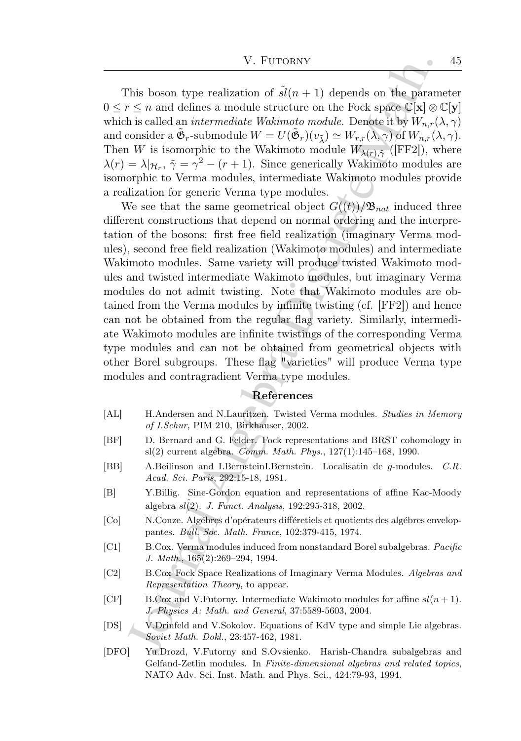This boson type realization of $\tilde{sl}(n+1)$ depends on the parameter $0 \leq r \leq n$ and defines a module structure on the Fock space $\mathbb{C}[\mathbf{x}] \otimes \mathbb{C}[\mathbf{y}]$ which is called an *intermediate Wakimoto module*. Denote it by $W_{n,r}(\lambda, \gamma)$ and consider a $\tilde{\mathfrak{G}}_r$-submodule $W = U(\tilde{\mathfrak{G}}_r)(v_{\tilde{\lambda}}) \simeq W_{r,r}(\lambda, \gamma)$ of $W_{n,r}(\lambda, \gamma)$. Then $W$ is isomorphic to the Wakimoto module $W_{\lambda(r),\tilde{\gamma}}$ ([FF2]), where $\lambda(r) = \lambda|_{\mathcal{H}_r}$, $\tilde{\gamma} = \gamma^2 - (r+1)$. Since generically Wakimoto modules are isomorphic to Verma modules, intermediate Wakimoto modules provide a realization for generic Verma type modules.

We see that the same geometrical object $G((t))/\mathfrak{B}_{nat}$ induced three different constructions that depend on normal ordering and the interpretation of the bosons: first free field realization (imaginary Verma modules), second free field realization (Wakimoto modules) and intermediate Wakimoto modules. Same variety will produce twisted Wakimoto modules and twisted intermediate Wakimoto modules, but imaginary Verma modules do not admit twisting. Note that Wakimoto modules are obtained from the Verma modules by infinite twisting (cf. [FF2]) and hence can not be obtained from the regular flag variety. Similarly, intermediate Wakimoto modules are infinite twistings of the corresponding Verma type modules and can not be obtained from geometrical objects with other Borel subgroups. These flag "varieties" will produce Verma type modules and contragradient Verma type modules.

## References

[AL] H.Andersen and N.Lauritzen. Twisted Verma modules. *Studies in Memory of I.Schur,* PIM 210, Birkhauser, 2002.

[BF] D. Bernard and G. Felder. Fock representations and BRST cohomology in sl(2) current algebra. *Comm. Math. Phys.*, 127(1):145–168, 1990.

[BB] A.Beilinson and I.BernsteinI.Bernstein. Localisatin de $g$-modules. *C.R. Acad. Sci. Paris*, 292:15-18, 1981.

[B] Y.Billig. Sine-Gordon equation and representations of affine Kac-Moody algebra $\hat{sl(2)}$. *J. Funct. Analysis*, 192:295-318, 2002.

[Co] N.Conze. Algébres d'opérateurs différetiels et quotients des algébres enveloppantes. *Bull. Soc. Math. France*, 102:379-415, 1974.

[C1] B.Cox. Verma modules induced from nonstandard Borel subalgebras. *Pacific J. Math.*, 165(2):269–294, 1994.

[C2] B.Cox Fock Space Realizations of Imaginary Verma Modules. *Algebras and Representation Theory*, to appear.

[CF] B.Cox and V.Futorny. Intermediate Wakimoto modules for affine $sl(n+1)$. *J. Physics A: Math. and General*, 37:5589-5603, 2004.

[DS] V.Drinfeld and V.Sokolov. Equations of KdV type and simple Lie algebras. *Soviet Math. Dokl.*, 23:457-462, 1981.

[DFO] Yu.Drozd, V.Futorny and S.Ovsienko. Harish-Chandra subalgebras and Gelfand-Zetlin modules. In *Finite-dimensional algebras and related topics*, NATO Adv. Sci. Inst. Math. and Phys. Sci., 424:79-93, 1994.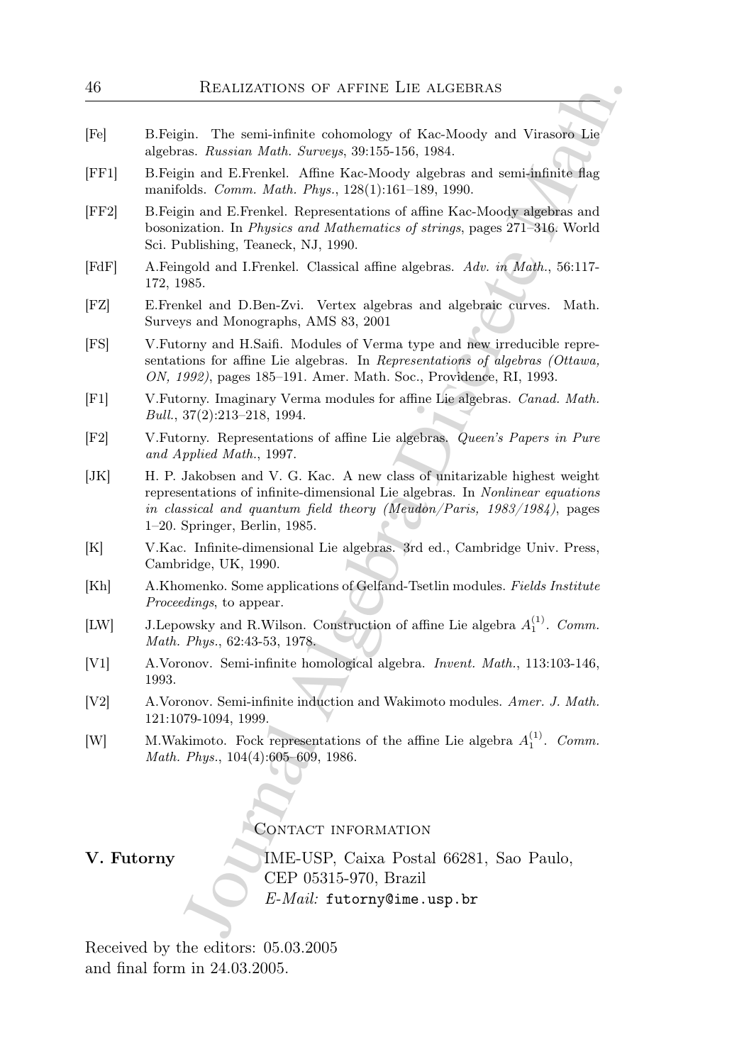[Fe] B.Feigin. The semi-infinite cohomology of Kac-Moody and Virasoro Lie algebras. *Russian Math. Surveys*, 39:155-156, 1984.

[FF1] B.Feigin and E.Frenkel. Affine Kac-Moody algebras and semi-infinite flag manifolds. *Comm. Math. Phys.*, 128(1):161–189, 1990.

[FF2] B.Feigin and E.Frenkel. Representations of affine Kac-Moody algebras and bosonization. In *Physics and Mathematics of strings*, pages 271–316. World Sci. Publishing, Teaneck, NJ, 1990.

[FdF] A.Feingold and I.Frenkel. Classical affine algebras. *Adv. in Math.*, 56:117-172, 1985.

[FZ] E.Frenkel and D.Ben-Zvi. Vertex algebras and algebraic curves. Math. Surveys and Monographs, AMS 83, 2001

[FS] V.Futorny and H.Saifi. Modules of Verma type and new irreducible representations for affine Lie algebras. In *Representations of algebras (Ottawa, ON, 1992)*, pages 185–191. Amer. Math. Soc., Providence, RI, 1993.

[F1] V.Futorny. Imaginary Verma modules for affine Lie algebras. *Canad. Math. Bull.*, 37(2):213–218, 1994.

[F2] V.Futorny. Representations of affine Lie algebras. *Queen's Papers in Pure and Applied Math.*, 1997.

[JK] H. P. Jakobsen and V. G. Kac. A new class of unitarizable highest weight representations of infinite-dimensional Lie algebras. In *Nonlinear equations in classical and quantum field theory (Meudon/Paris, 1983/1984)*, pages 1–20. Springer, Berlin, 1985.

[K] V.Kac. Infinite-dimensional Lie algebras. 3rd ed., Cambridge Univ. Press, Cambridge, UK, 1990.

[Kh] A.Khomenko. Some applications of Gelfand-Tsetlin modules. *Fields Institute Proceedings*, to appear.

[LW] J.Lepowsky and R.Wilson. Construction of affine Lie algebra $A_1^{(1)}$. *Comm. Math. Phys.*, 62:43-53, 1978.

[V1] A.Voronov. Semi-infinite homological algebra. *Invent. Math.*, 113:103-146, 1993.

[V2] A.Voronov. Semi-infinite induction and Wakimoto modules. *Amer. J. Math.* 121:1079-1094, 1999.

[W] M.Wakimoto. Fock representations of the affine Lie algebra $A_1^{(1)}$. *Comm. Math. Phys.*, 104(4):605–609, 1986.

## Contact information

**V. Futorny** IME-USP, Caixa Postal 66281, Sao Paulo, CEP 05315-970, Brazil
*E-Mail:* futorny@ime.usp.br

Received by the editors: 05.03.2005
and final form in 24.03.2005.